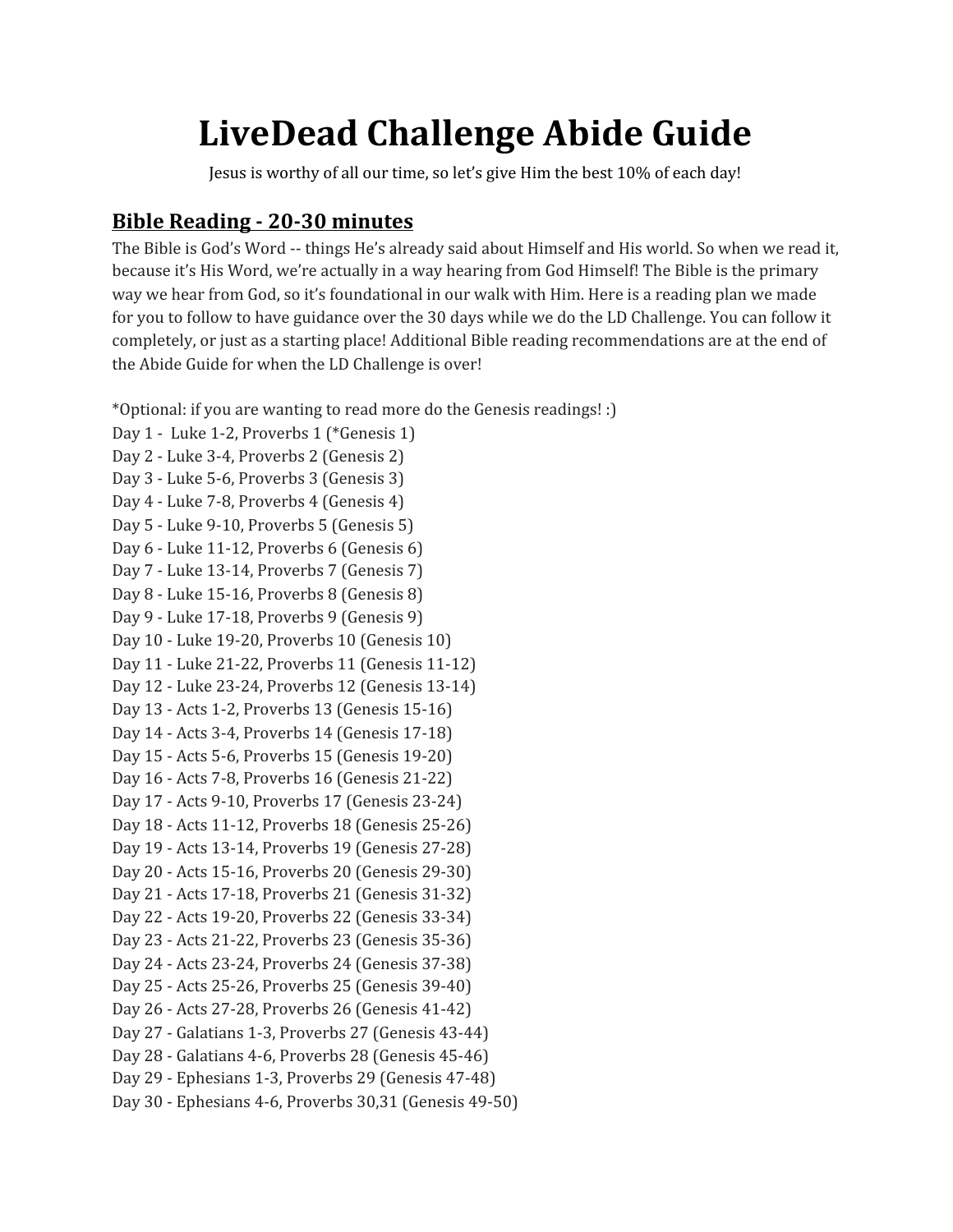# LiveDead Challenge Abide Guide

Jesus is worthy of all our time, so let's give Him the best 10% of each day!

## Bible Reading - 20-30 minutes

The Bible is God's Word -- things He's already said about Himself and His world. So when we read it, because it's His Word, we're actually in a way hearing from God Himself! The Bible is the primary way we hear from God, so it's foundational in our walk with Him. Here is a reading plan we made for you to follow to have guidance over the 30 days while we do the LD Challenge. You can follow it completely, or just as a starting place! Additional Bible reading recommendations are at the end of the Abide Guide for when the LD Challenge is over!

*Optional: if you are wanting to read more do the Genesis readings! :)

Day 1 - Luke 1-2, Proverbs 1 (*Genesis 1)
Day 2 - Luke 3-4, Proverbs 2 (Genesis 2)
Day 3 - Luke 5-6, Proverbs 3 (Genesis 3)
Day 4 - Luke 7-8, Proverbs 4 (Genesis 4)
Day 5 - Luke 9-10, Proverbs 5 (Genesis 5)
Day 6 - Luke 11-12, Proverbs 6 (Genesis 6)
Day 7 - Luke 13-14, Proverbs 7 (Genesis 7)
Day 8 - Luke 15-16, Proverbs 8 (Genesis 8)
Day 9 - Luke 17-18, Proverbs 9 (Genesis 9)
Day 10 - Luke 19-20, Proverbs 10 (Genesis 10)
Day 11 - Luke 21-22, Proverbs 11 (Genesis 11-12)
Day 12 - Luke 23-24, Proverbs 12 (Genesis 13-14)
Day 13 - Acts 1-2, Proverbs 13 (Genesis 15-16)
Day 14 - Acts 3-4, Proverbs 14 (Genesis 17-18)
Day 15 - Acts 5-6, Proverbs 15 (Genesis 19-20)
Day 16 - Acts 7-8, Proverbs 16 (Genesis 21-22)
Day 17 - Acts 9-10, Proverbs 17 (Genesis 23-24)
Day 18 - Acts 11-12, Proverbs 18 (Genesis 25-26)
Day 19 - Acts 13-14, Proverbs 19 (Genesis 27-28)
Day 20 - Acts 15-16, Proverbs 20 (Genesis 29-30)
Day 21 - Acts 17-18, Proverbs 21 (Genesis 31-32)
Day 22 - Acts 19-20, Proverbs 22 (Genesis 33-34)
Day 23 - Acts 21-22, Proverbs 23 (Genesis 35-36)
Day 24 - Acts 23-24, Proverbs 24 (Genesis 37-38)
Day 25 - Acts 25-26, Proverbs 25 (Genesis 39-40)
Day 26 - Acts 27-28, Proverbs 26 (Genesis 41-42)
Day 27 - Galatians 1-3, Proverbs 27 (Genesis 43-44)
Day 28 - Galatians 4-6, Proverbs 28 (Genesis 45-46)
Day 29 - Ephesians 1-3, Proverbs 29 (Genesis 47-48)
Day 30 - Ephesians 4-6, Proverbs 30,31 (Genesis 49-50)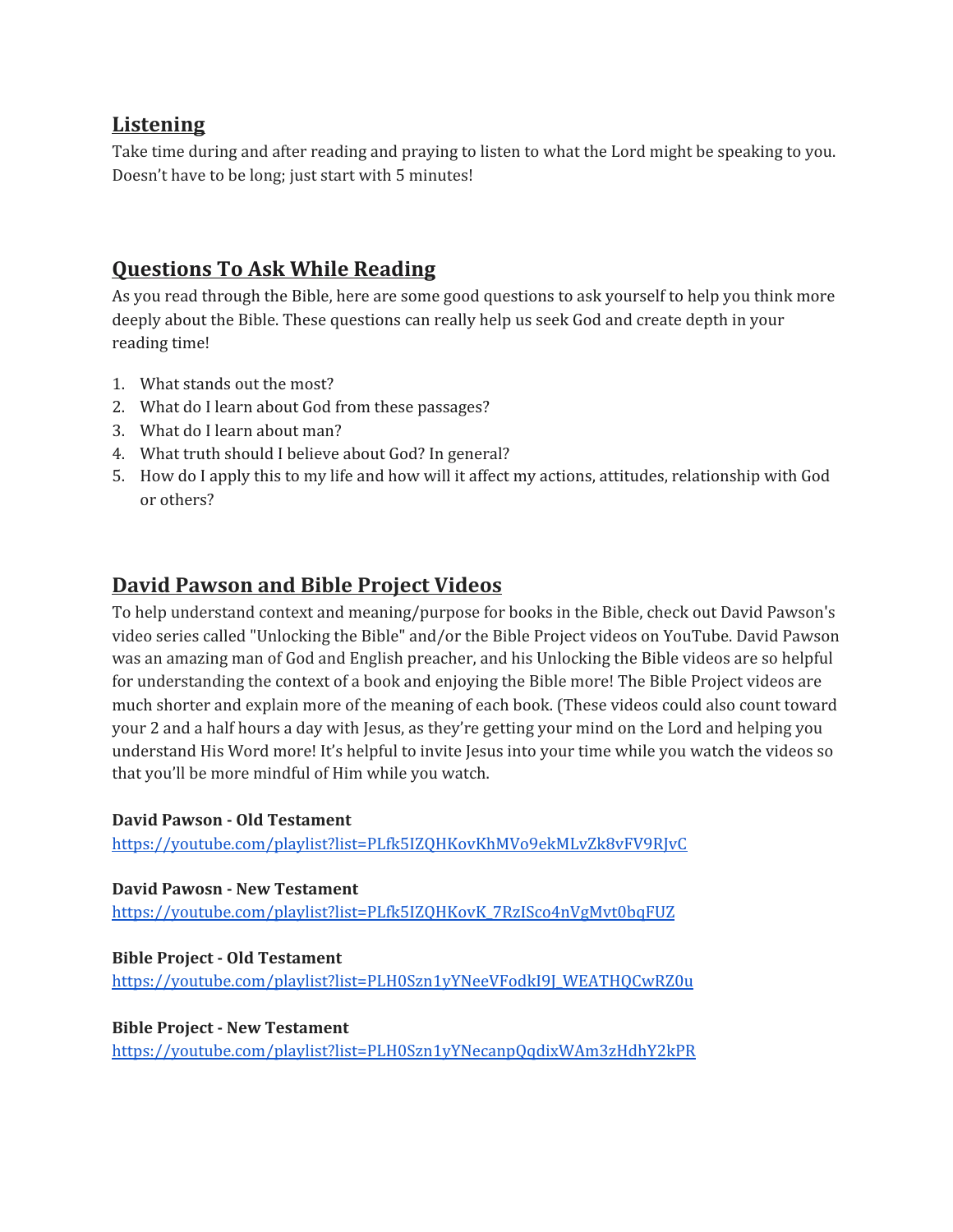## Listening

Take time during and after reading and praying to listen to what the Lord might be speaking to you. Doesn't have to be long; just start with 5 minutes!

## Questions To Ask While Reading

As you read through the Bible, here are some good questions to ask yourself to help you think more deeply about the Bible. These questions can really help us seek God and create depth in your reading time!

1. What stands out the most?
2. What do I learn about God from these passages?
3. What do I learn about man?
4. What truth should I believe about God? In general?
5. How do I apply this to my life and how will it affect my actions, attitudes, relationship with God or others?

## David Pawson and Bible Project Videos

To help understand context and meaning/purpose for books in the Bible, check out David Pawson's video series called "Unlocking the Bible" and/or the Bible Project videos on YouTube. David Pawson was an amazing man of God and English preacher, and his Unlocking the Bible videos are so helpful for understanding the context of a book and enjoying the Bible more! The Bible Project videos are much shorter and explain more of the meaning of each book. (These videos could also count toward your 2 and a half hours a day with Jesus, as they're getting your mind on the Lord and helping you understand His Word more! It's helpful to invite Jesus into your time while you watch the videos so that you'll be more mindful of Him while you watch.

**David Pawson - Old Testament**
https://youtube.com/playlist?list=PLfk5IZQHKovKhMVo9ekMLvZk8vFV9RJvC

**David Pawosn - New Testament**
https://youtube.com/playlist?list=PLfk5IZQHKovK_7RzISco4nVgMvt0bqFUZ

**Bible Project - Old Testament**
https://youtube.com/playlist?list=PLH0Szn1yYNeeVFodkI9J_WEATHQCwRZ0u

**Bible Project - New Testament**
https://youtube.com/playlist?list=PLH0Szn1yYNecanpQqdixWAm3zHdhY2kPR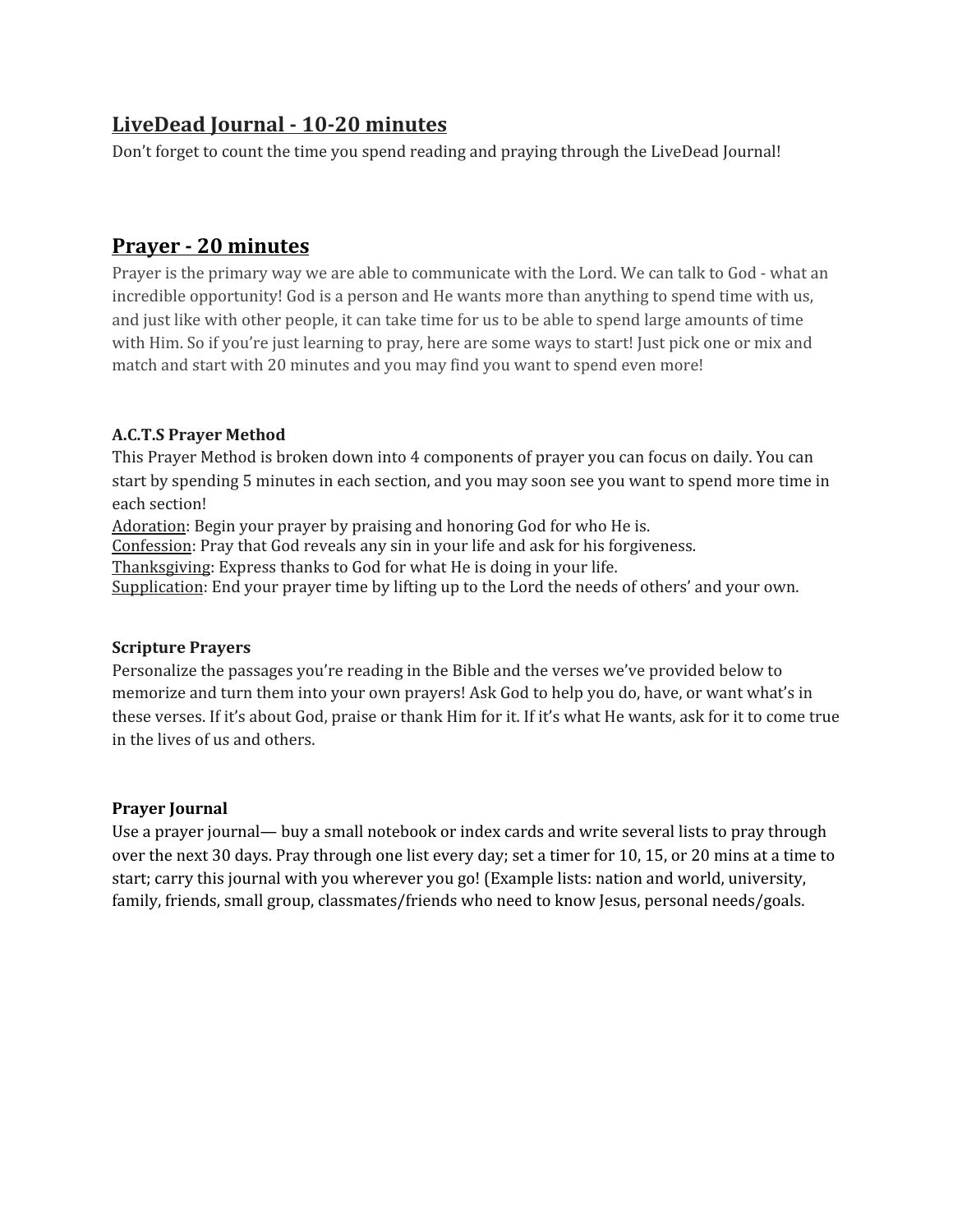## <u>LiveDead Journal - 10-20 minutes</u>

Don't forget to count the time you spend reading and praying through the LiveDead Journal!

## <u>Prayer - 20 minutes</u>

Prayer is the primary way we are able to communicate with the Lord. We can talk to God - what an incredible opportunity! God is a person and He wants more than anything to spend time with us, and just like with other people, it can take time for us to be able to spend large amounts of time with Him. So if you're just learning to pray, here are some ways to start! Just pick one or mix and match and start with 20 minutes and you may find you want to spend even more!

**A.C.T.S Prayer Method**

This Prayer Method is broken down into 4 components of prayer you can focus on daily. You can start by spending 5 minutes in each section, and you may soon see you want to spend more time in each section!

<u>Adoration</u>: Begin your prayer by praising and honoring God for who He is.
<u>Confession</u>: Pray that God reveals any sin in your life and ask for his forgiveness.
<u>Thanksgiving</u>: Express thanks to God for what He is doing in your life.
<u>Supplication</u>: End your prayer time by lifting up to the Lord the needs of others' and your own.

**Scripture Prayers**

Personalize the passages you're reading in the Bible and the verses we've provided below to memorize and turn them into your own prayers! Ask God to help you do, have, or want what's in these verses. If it's about God, praise or thank Him for it. If it's what He wants, ask for it to come true in the lives of us and others.

**Prayer Journal**

Use a prayer journal— buy a small notebook or index cards and write several lists to pray through over the next 30 days. Pray through one list every day; set a timer for 10, 15, or 20 mins at a time to start; carry this journal with you wherever you go! (Example lists: nation and world, university, family, friends, small group, classmates/friends who need to know Jesus, personal needs/goals.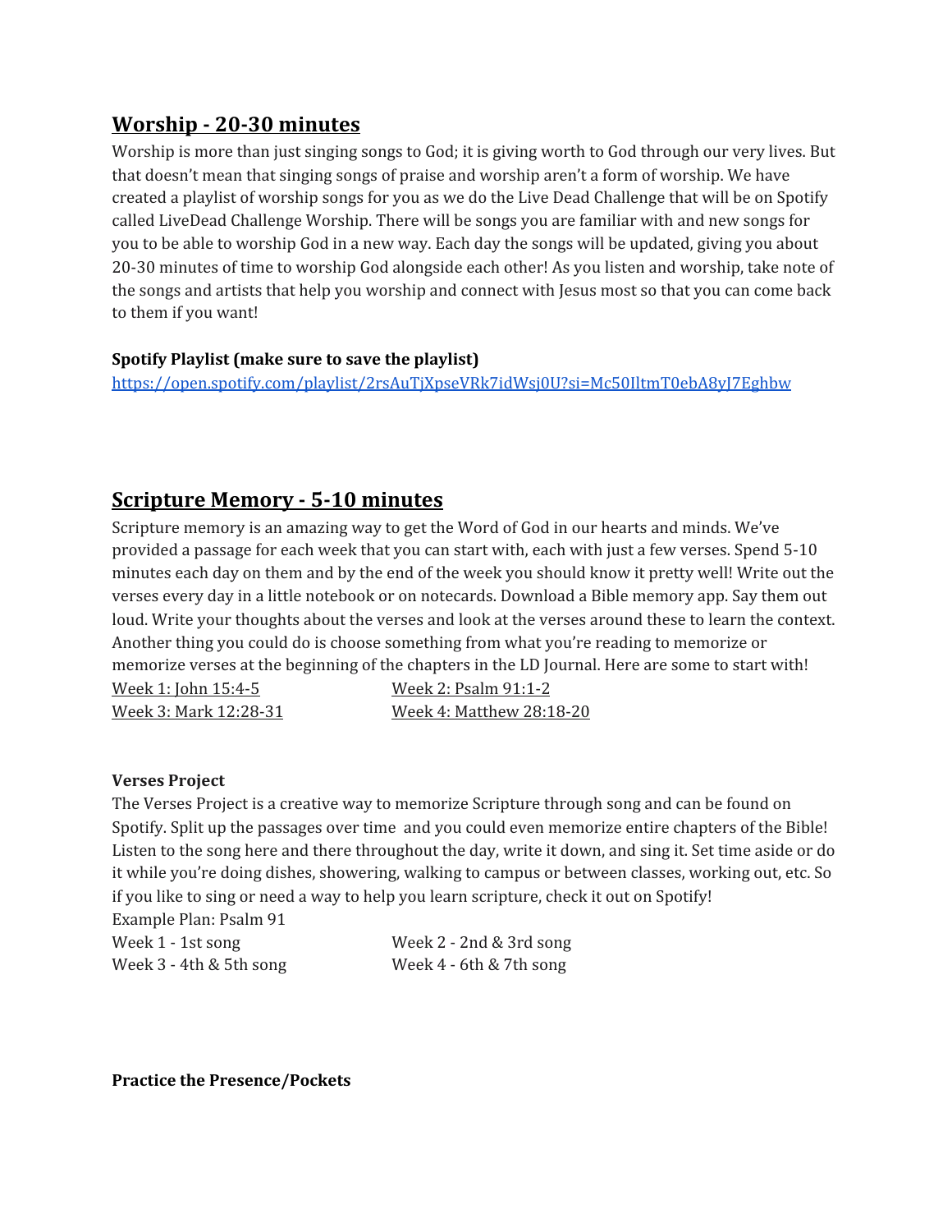## Worship - 20-30 minutes

Worship is more than just singing songs to God; it is giving worth to God through our very lives. But that doesn't mean that singing songs of praise and worship aren't a form of worship. We have created a playlist of worship songs for you as we do the Live Dead Challenge that will be on Spotify called LiveDead Challenge Worship. There will be songs you are familiar with and new songs for you to be able to worship God in a new way. Each day the songs will be updated, giving you about 20-30 minutes of time to worship God alongside each other! As you listen and worship, take note of the songs and artists that help you worship and connect with Jesus most so that you can come back to them if you want!

**Spotify Playlist (make sure to save the playlist)**

https://open.spotify.com/playlist/2rsAuTjXpseVRk7idWsj0U?si=Mc50IltmT0ebA8yJ7Eghbw

## Scripture Memory - 5-10 minutes

Scripture memory is an amazing way to get the Word of God in our hearts and minds. We've provided a passage for each week that you can start with, each with just a few verses. Spend 5-10 minutes each day on them and by the end of the week you should know it pretty well! Write out the verses every day in a little notebook or on notecards. Download a Bible memory app. Say them out loud. Write your thoughts about the verses and look at the verses around these to learn the context. Another thing you could do is choose something from what you're reading to memorize or memorize verses at the beginning of the chapters in the LD Journal. Here are some to start with!

Week 1: John 15:4-5
Week 2: Psalm 91:1-2
Week 3: Mark 12:28-31
Week 4: Matthew 28:18-20

**Verses Project**

The Verses Project is a creative way to memorize Scripture through song and can be found on Spotify. Split up the passages over time and you could even memorize entire chapters of the Bible! Listen to the song here and there throughout the day, write it down, and sing it. Set time aside or do it while you're doing dishes, showering, walking to campus or between classes, working out, etc. So if you like to sing or need a way to help you learn scripture, check it out on Spotify!

Example Plan: Psalm 91

Week 1 - 1st song
Week 2 - 2nd & 3rd song
Week 3 - 4th & 5th song
Week 4 - 6th & 7th song

**Practice the Presence/Pockets**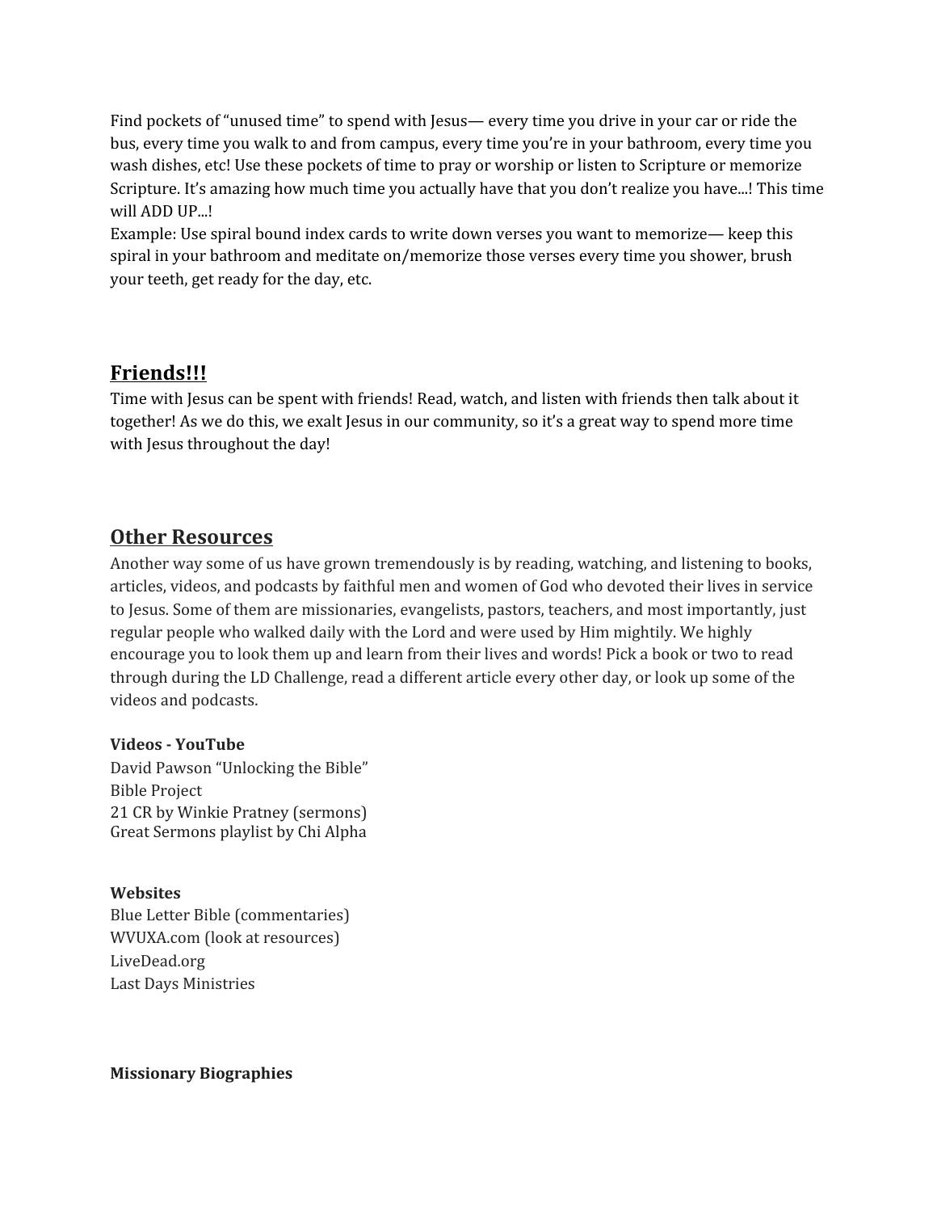Find pockets of "unused time" to spend with Jesus— every time you drive in your car or ride the bus, every time you walk to and from campus, every time you're in your bathroom, every time you wash dishes, etc! Use these pockets of time to pray or worship or listen to Scripture or memorize Scripture. It's amazing how much time you actually have that you don't realize you have...! This time will ADD UP...!
Example: Use spiral bound index cards to write down verses you want to memorize— keep this spiral in your bathroom and meditate on/memorize those verses every time you shower, brush your teeth, get ready for the day, etc.

## Friends!!!

Time with Jesus can be spent with friends! Read, watch, and listen with friends then talk about it together! As we do this, we exalt Jesus in our community, so it's a great way to spend more time with Jesus throughout the day!

## Other Resources

Another way some of us have grown tremendously is by reading, watching, and listening to books, articles, videos, and podcasts by faithful men and women of God who devoted their lives in service to Jesus. Some of them are missionaries, evangelists, pastors, teachers, and most importantly, just regular people who walked daily with the Lord and were used by Him mightily. We highly encourage you to look them up and learn from their lives and words! Pick a book or two to read through during the LD Challenge, read a different article every other day, or look up some of the videos and podcasts.

**Videos - YouTube**
David Pawson "Unlocking the Bible"
Bible Project
21 CR by Winkie Pratney (sermons)
Great Sermons playlist by Chi Alpha

**Websites**
Blue Letter Bible (commentaries)
WVUXA.com (look at resources)
LiveDead.org
Last Days Ministries

**Missionary Biographies**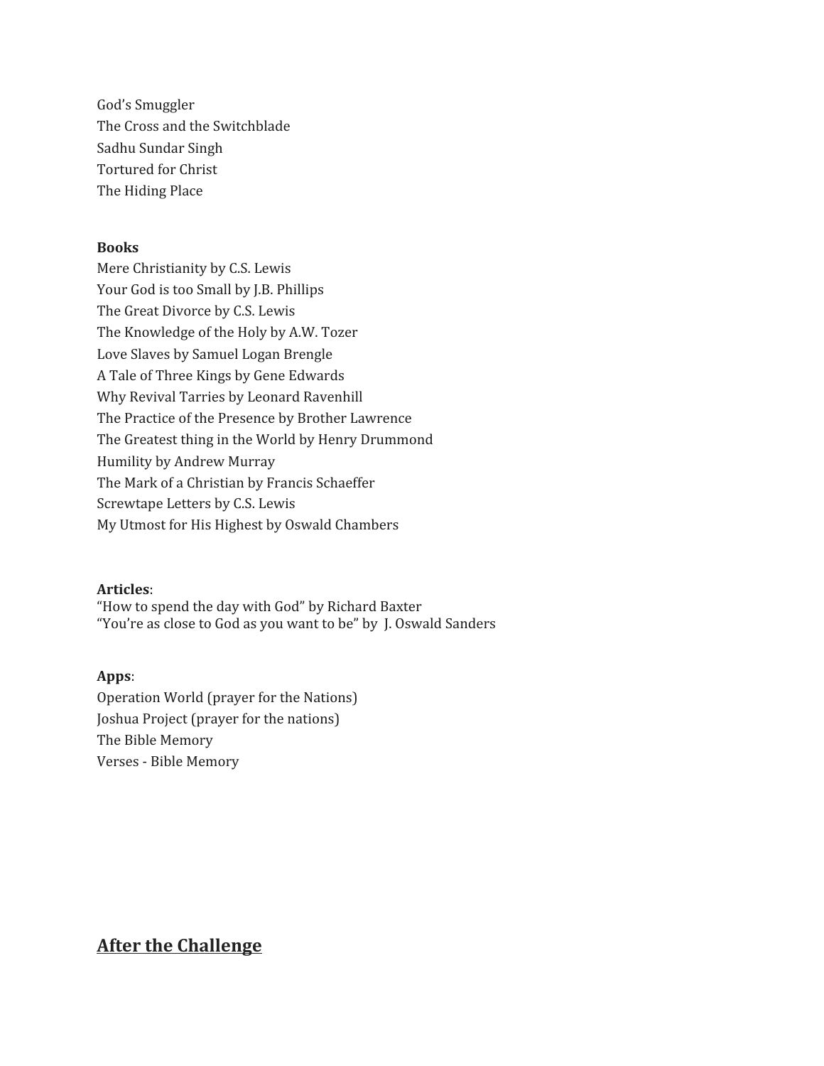God's Smuggler
The Cross and the Switchblade
Sadhu Sundar Singh
Tortured for Christ
The Hiding Place

**Books**
Mere Christianity by C.S. Lewis
Your God is too Small by J.B. Phillips
The Great Divorce by C.S. Lewis
The Knowledge of the Holy by A.W. Tozer
Love Slaves by Samuel Logan Brengle
A Tale of Three Kings by Gene Edwards
Why Revival Tarries by Leonard Ravenhill
The Practice of the Presence by Brother Lawrence
The Greatest thing in the World by Henry Drummond
Humility by Andrew Murray
The Mark of a Christian by Francis Schaeffer
Screwtape Letters by C.S. Lewis
My Utmost for His Highest by Oswald Chambers

**Articles**:
"How to spend the day with God" by Richard Baxter
"You're as close to God as you want to be" by J. Oswald Sanders

**Apps**:
Operation World (prayer for the Nations)
Joshua Project (prayer for the nations)
The Bible Memory
Verses - Bible Memory

## After the Challenge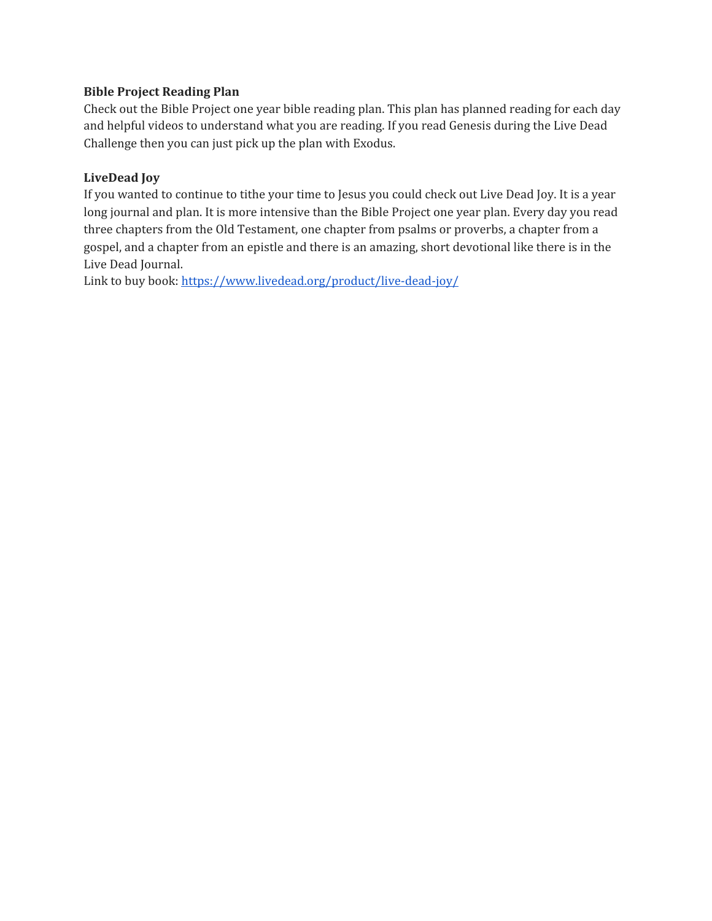**Bible Project Reading Plan**

Check out the Bible Project one year bible reading plan. This plan has planned reading for each day and helpful videos to understand what you are reading. If you read Genesis during the Live Dead Challenge then you can just pick up the plan with Exodus.

**LiveDead Joy**

If you wanted to continue to tithe your time to Jesus you could check out Live Dead Joy. It is a year long journal and plan. It is more intensive than the Bible Project one year plan. Every day you read three chapters from the Old Testament, one chapter from psalms or proverbs, a chapter from a gospel, and a chapter from an epistle and there is an amazing, short devotional like there is in the Live Dead Journal.

Link to buy book: [https://www.livedead.org/product/live-dead-joy/](https://www.livedead.org/product/live-dead-joy/)